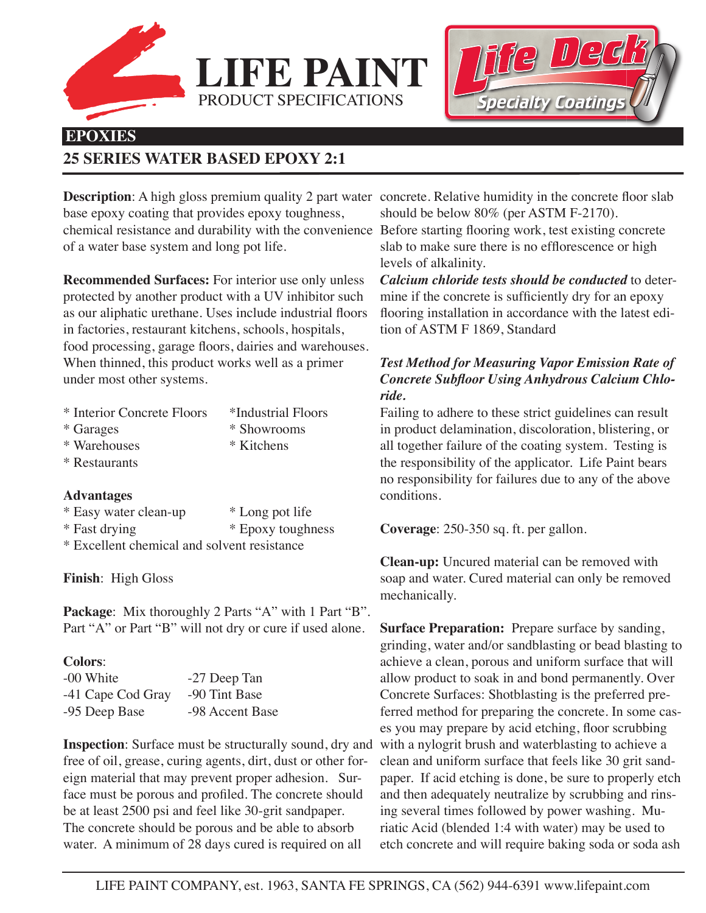# LIFE PAINT

PRODUCT SPECIFICATIONS

Life Deck Specialty Coatings

## EPOXIES

## 25 SERIES WATER BASED EPOXY 2:1

**Description**: A high gloss premium quality 2 part water base epoxy coating that provides epoxy toughness, chemical resistance and durability with the convenience of a water base system and long pot life.

**Recommended Surfaces:** For interior use only unless protected by another product with a UV inhibitor such as our aliphatic urethane. Uses include industrial floors in factories, restaurant kitchens, schools, hospitals, food processing, garage floors, dairies and warehouses. When thinned, this product works well as a primer under most other systems.

* Interior Concrete Floors
* Garages
* Warehouses
* Restaurants
* Industrial Floors
* Showrooms
* Kitchens

**Advantages**

* Easy water clean-up
* Fast drying
* Long pot life
* Epoxy toughness
* Excellent chemical and solvent resistance

**Finish**: High Gloss

**Package**: Mix thoroughly 2 Parts "A" with 1 Part "B". Part "A" or Part "B" will not dry or cure if used alone.

**Colors**:

| | |
|---|---|
| -00 White | -27 Deep Tan |
| -41 Cape Cod Gray | -90 Tint Base |
| -95 Deep Base | -98 Accent Base |

**Inspection**: Surface must be structurally sound, dry and free of oil, grease, curing agents, dirt, dust or other foreign material that may prevent proper adhesion. Surface must be porous and profiled. The concrete should be at least 2500 psi and feel like 30-grit sandpaper. The concrete should be porous and be able to absorb water. A minimum of 28 days cured is required on all concrete. Relative humidity in the concrete floor slab should be below 80% (per ASTM F-2170). Before starting flooring work, test existing concrete slab to make sure there is no efflorescence or high levels of alkalinity.

***Calcium chloride tests should be conducted*** to determine if the concrete is sufficiently dry for an epoxy flooring installation in accordance with the latest edition of ASTM F 1869, Standard

***Test Method for Measuring Vapor Emission Rate of Concrete Subfloor Using Anhydrous Calcium Chloride.***

Failing to adhere to these strict guidelines can result in product delamination, discoloration, blistering, or all together failure of the coating system. Testing is the responsibility of the applicator. Life Paint bears no responsibility for failures due to any of the above conditions.

**Coverage**: 250-350 sq. ft. per gallon.

**Clean-up:** Uncured material can be removed with soap and water. Cured material can only be removed mechanically.

**Surface Preparation:** Prepare surface by sanding, grinding, water and/or sandblasting or bead blasting to achieve a clean, porous and uniform surface that will allow product to soak in and bond permanently. Over Concrete Surfaces: Shotblasting is the preferred preferred method for preparing the concrete. In some cases you may prepare by acid etching, floor scrubbing with a nylogrit brush and waterblasting to achieve a clean and uniform surface that feels like 30 grit sandpaper. If acid etching is done, be sure to properly etch and then adequately neutralize by scrubbing and rinsing several times followed by power washing. Muriatic Acid (blended 1:4 with water) may be used to etch concrete and will require baking soda or soda ash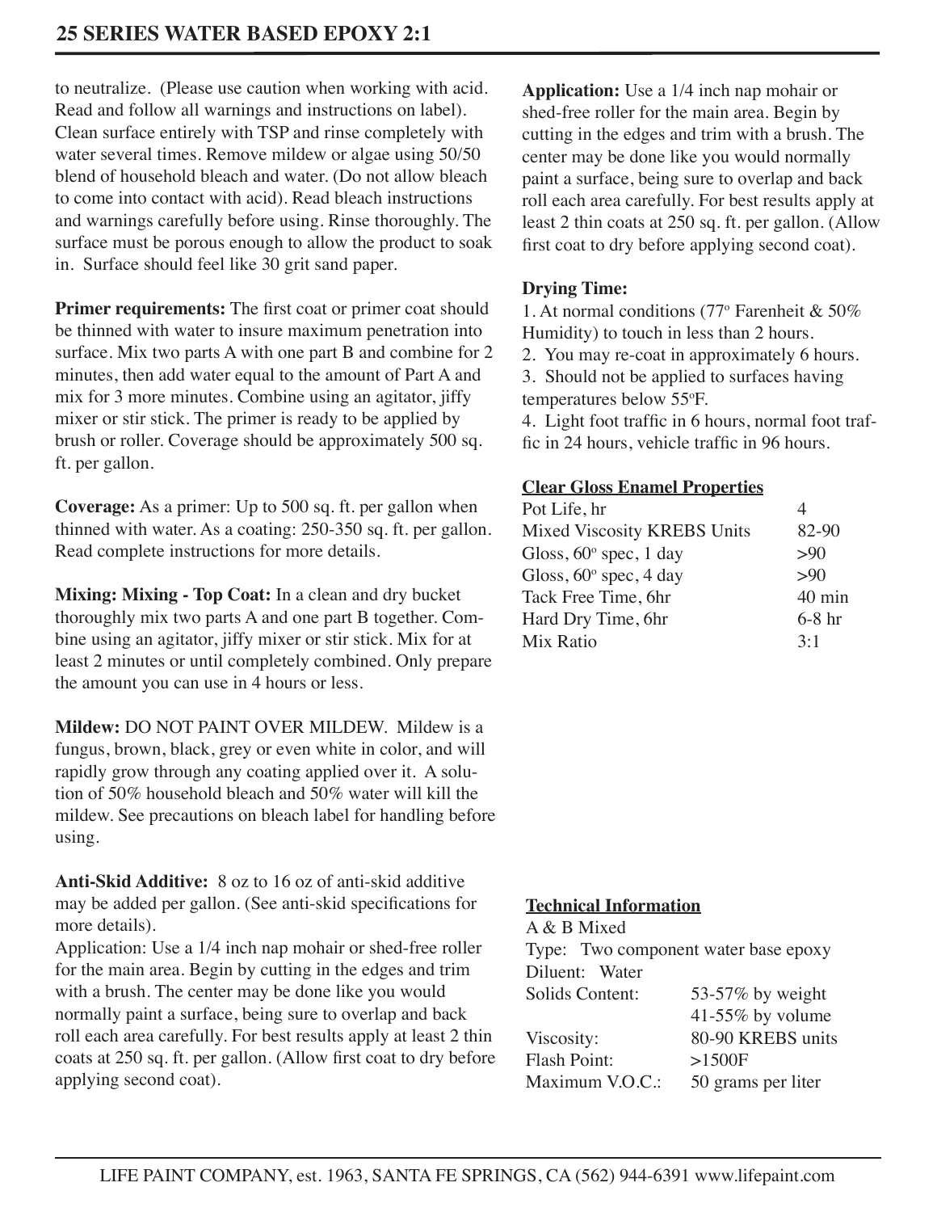to neutralize. (Please use caution when working with acid. Read and follow all warnings and instructions on label). Clean surface entirely with TSP and rinse completely with water several times. Remove mildew or algae using 50/50 blend of household bleach and water. (Do not allow bleach to come into contact with acid). Read bleach instructions and warnings carefully before using. Rinse thoroughly. The surface must be porous enough to allow the product to soak in. Surface should feel like 30 grit sand paper.

**Primer requirements:** The first coat or primer coat should be thinned with water to insure maximum penetration into surface. Mix two parts A with one part B and combine for 2 minutes, then add water equal to the amount of Part A and mix for 3 more minutes. Combine using an agitator, jiffy mixer or stir stick. The primer is ready to be applied by brush or roller. Coverage should be approximately 500 sq. ft. per gallon.

**Coverage:** As a primer: Up to 500 sq. ft. per gallon when thinned with water. As a coating: 250-350 sq. ft. per gallon. Read complete instructions for more details.

**Mixing: Mixing - Top Coat:** In a clean and dry bucket thoroughly mix two parts A and one part B together. Combine using an agitator, jiffy mixer or stir stick. Mix for at least 2 minutes or until completely combined. Only prepare the amount you can use in 4 hours or less.

**Mildew:** DO NOT PAINT OVER MILDEW. Mildew is a fungus, brown, black, grey or even white in color, and will rapidly grow through any coating applied over it. A solution of 50% household bleach and 50% water will kill the mildew. See precautions on bleach label for handling before using.

**Anti-Skid Additive:** 8 oz to 16 oz of anti-skid additive may be added per gallon. (See anti-skid specifications for more details).
Application: Use a 1/4 inch nap mohair or shed-free roller for the main area. Begin by cutting in the edges and trim with a brush. The center may be done like you would normally paint a surface, being sure to overlap and back roll each area carefully. For best results apply at least 2 thin coats at 250 sq. ft. per gallon. (Allow first coat to dry before applying second coat).

**Application:** Use a 1/4 inch nap mohair or shed-free roller for the main area. Begin by cutting in the edges and trim with a brush. The center may be done like you would normally paint a surface, being sure to overlap and back roll each area carefully. For best results apply at least 2 thin coats at 250 sq. ft. per gallon. (Allow first coat to dry before applying second coat).

**Drying Time:**

1. At normal conditions (77º Farenheit & 50% Humidity) to touch in less than 2 hours.
2. You may re-coat in approximately 6 hours.
3. Should not be applied to surfaces having temperatures below 55ºF.
4. Light foot traffic in 6 hours, normal foot traffic in 24 hours, vehicle traffic in 96 hours.

**Clear Gloss Enamel Properties**

| | |
|---|---|
| Pot Life, hr | 4 |
| Mixed Viscosity KREBS Units | 82-90 |
| Gloss, 60º spec, 1 day | >90 |
| Gloss, 60º spec, 4 day | >90 |
| Tack Free Time, 6hr | 40 min |
| Hard Dry Time, 6hr | 6-8 hr |
| Mix Ratio | 3:1 |

**Technical Information**

A & B Mixed

Type: Two component water base epoxy

Diluent: Water

| | |
|---|---|
| Solids Content: | 53-57% by weight |
| | 41-55% by volume |
| Viscosity: | 80-90 KREBS units |
| Flash Point: | >1500F |
| Maximum V.O.C.: | 50 grams per liter |